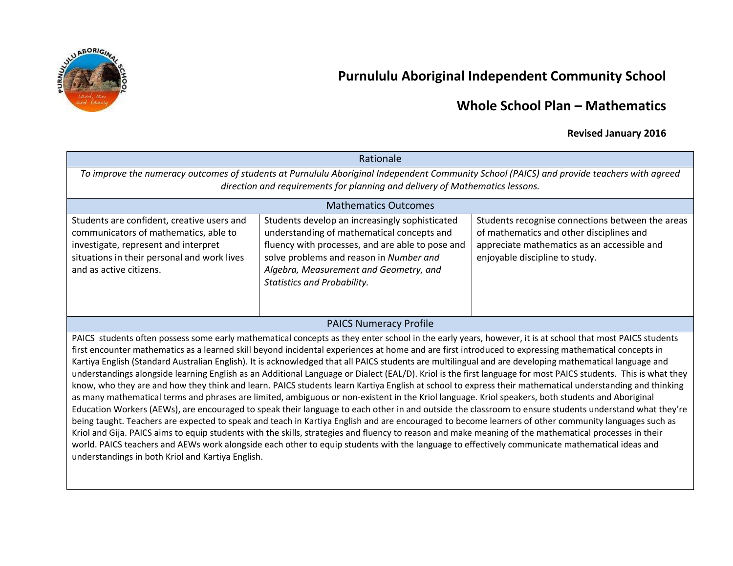# Purnululu Aboriginal Independent Community School

## Whole School Plan – Mathematics

**Revised January 2016**

| Rationale | | |
|---|---|---|
| *To improve the numeracy outcomes of students at Purnululu Aboriginal Independent Community School (PAICS) and provide teachers with agreed direction and requirements for planning and delivery of Mathematics lessons.* | | |
| **Mathematics Outcomes** | | |
| Students are confident, creative users and communicators of mathematics, able to investigate, represent and interpret situations in their personal and work lives and as active citizens. | Students develop an increasingly sophisticated understanding of mathematical concepts and fluency with processes, and are able to pose and solve problems and reason in *Number and Algebra, Measurement and Geometry, and Statistics and Probability.* | Students recognise connections between the areas of mathematics and other disciplines and appreciate mathematics as an accessible and enjoyable discipline to study. |
| **PAICS Numeracy Profile** | | |
| PAICS students often possess some early mathematical concepts as they enter school in the early years, however, it is at school that most PAICS students first encounter mathematics as a learned skill beyond incidental experiences at home and are first introduced to expressing mathematical concepts in Kartiya English (Standard Australian English). It is acknowledged that all PAICS students are multilingual and are developing mathematical language and understandings alongside learning English as an Additional Language or Dialect (EAL/D). Kriol is the first language for most PAICS students. This is what they know, who they are and how they think and learn. PAICS students learn Kartiya English at school to express their mathematical understanding and thinking as many mathematical terms and phrases are limited, ambiguous or non-existent in the Kriol language. Kriol speakers, both students and Aboriginal Education Workers (AEWs), are encouraged to speak their language to each other in and outside the classroom to ensure students understand what they're being taught. Teachers are expected to speak and teach in Kartiya English and are encouraged to become learners of other community languages such as Kriol and Gija. PAICS aims to equip students with the skills, strategies and fluency to reason and make meaning of the mathematical processes in their world. PAICS teachers and AEWs work alongside each other to equip students with the language to effectively communicate mathematical ideas and understandings in both Kriol and Kartiya English. | | |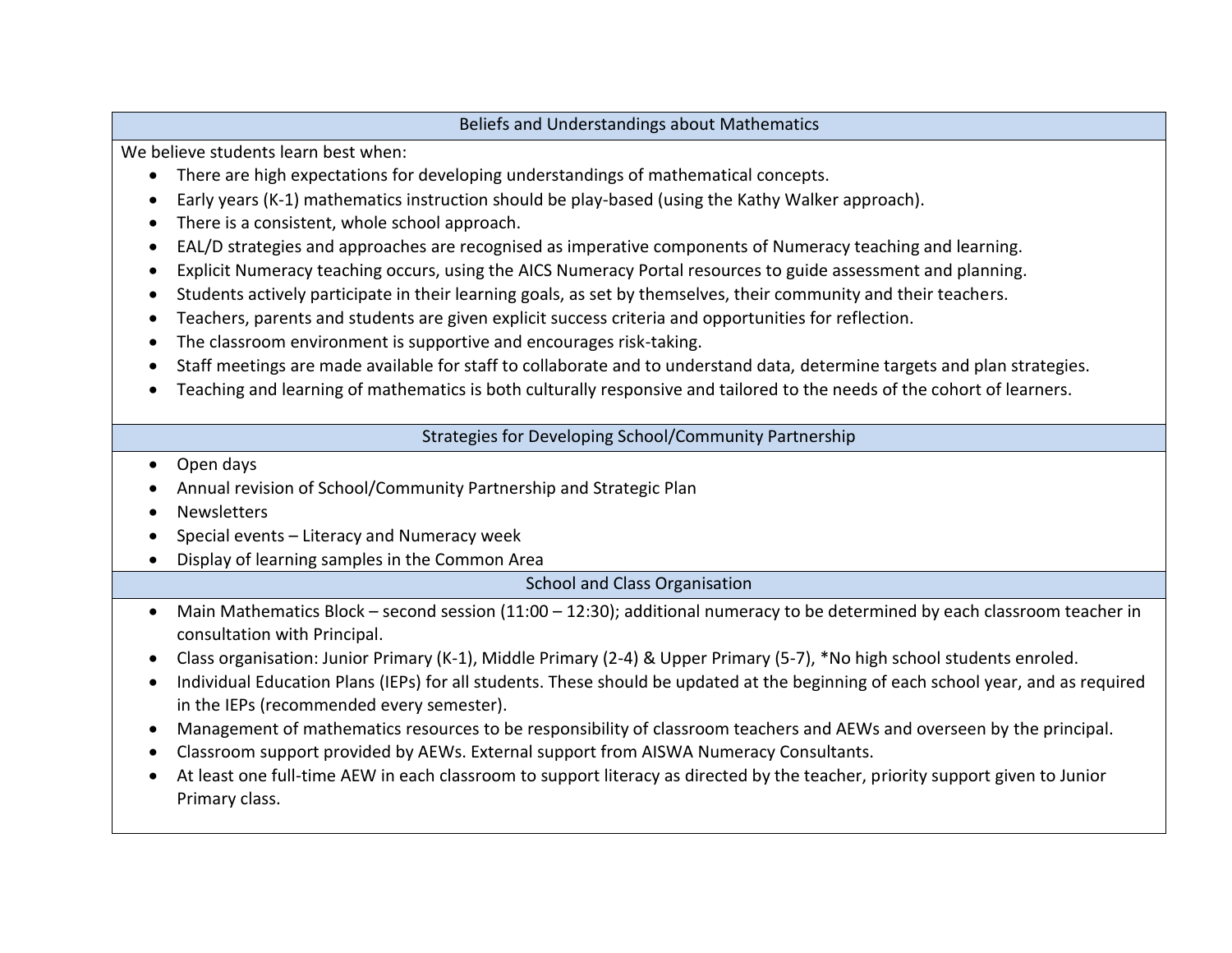## Beliefs and Understandings about Mathematics

We believe students learn best when:

- There are high expectations for developing understandings of mathematical concepts.
- Early years (K-1) mathematics instruction should be play-based (using the Kathy Walker approach).
- There is a consistent, whole school approach.
- EAL/D strategies and approaches are recognised as imperative components of Numeracy teaching and learning.
- Explicit Numeracy teaching occurs, using the AICS Numeracy Portal resources to guide assessment and planning.
- Students actively participate in their learning goals, as set by themselves, their community and their teachers.
- Teachers, parents and students are given explicit success criteria and opportunities for reflection.
- The classroom environment is supportive and encourages risk-taking.
- Staff meetings are made available for staff to collaborate and to understand data, determine targets and plan strategies.
- Teaching and learning of mathematics is both culturally responsive and tailored to the needs of the cohort of learners.

## Strategies for Developing School/Community Partnership

- Open days
- Annual revision of School/Community Partnership and Strategic Plan
- Newsletters
- Special events – Literacy and Numeracy week
- Display of learning samples in the Common Area

## School and Class Organisation

- Main Mathematics Block – second session (11:00 – 12:30); additional numeracy to be determined by each classroom teacher in consultation with Principal.
- Class organisation: Junior Primary (K-1), Middle Primary (2-4) & Upper Primary (5-7), *No high school students enroled.
- Individual Education Plans (IEPs) for all students. These should be updated at the beginning of each school year, and as required in the IEPs (recommended every semester).
- Management of mathematics resources to be responsibility of classroom teachers and AEWs and overseen by the principal.
- Classroom support provided by AEWs. External support from AISWA Numeracy Consultants.
- At least one full-time AEW in each classroom to support literacy as directed by the teacher, priority support given to Junior Primary class.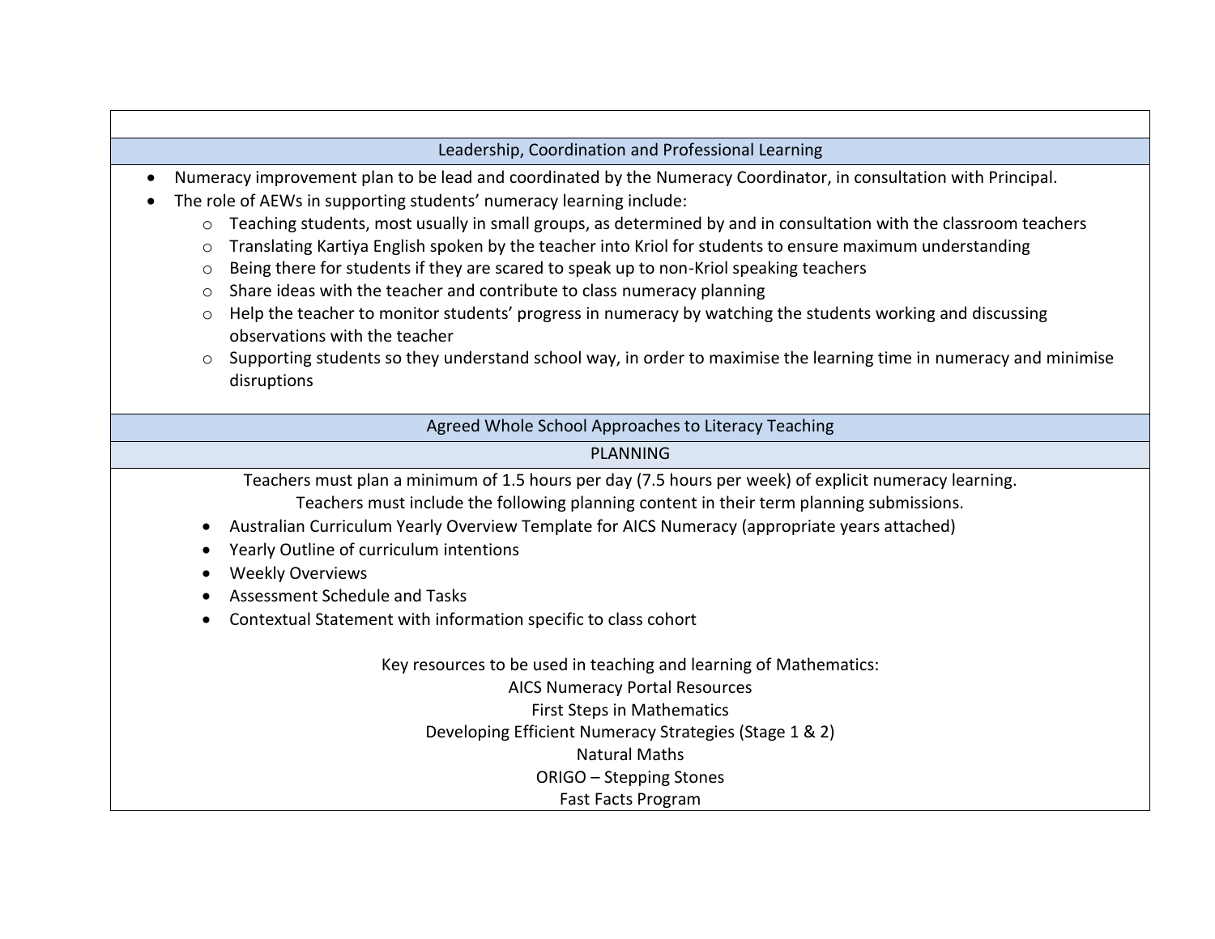## Leadership, Coordination and Professional Learning

- Numeracy improvement plan to be lead and coordinated by the Numeracy Coordinator, in consultation with Principal.
- The role of AEWs in supporting students' numeracy learning include:
    - Teaching students, most usually in small groups, as determined by and in consultation with the classroom teachers
    - Translating Kartiya English spoken by the teacher into Kriol for students to ensure maximum understanding
    - Being there for students if they are scared to speak up to non-Kriol speaking teachers
    - Share ideas with the teacher and contribute to class numeracy planning
    - Help the teacher to monitor students' progress in numeracy by watching the students working and discussing observations with the teacher
    - Supporting students so they understand school way, in order to maximise the learning time in numeracy and minimise disruptions

## Agreed Whole School Approaches to Literacy Teaching

### PLANNING

Teachers must plan a minimum of 1.5 hours per day (7.5 hours per week) of explicit numeracy learning.
Teachers must include the following planning content in their term planning submissions.

- Australian Curriculum Yearly Overview Template for AICS Numeracy (appropriate years attached)
- Yearly Outline of curriculum intentions
- Weekly Overviews
- Assessment Schedule and Tasks
- Contextual Statement with information specific to class cohort

Key resources to be used in teaching and learning of Mathematics:

AICS Numeracy Portal Resources
First Steps in Mathematics
Developing Efficient Numeracy Strategies (Stage 1 & 2)
Natural Maths
ORIGO – Stepping Stones
Fast Facts Program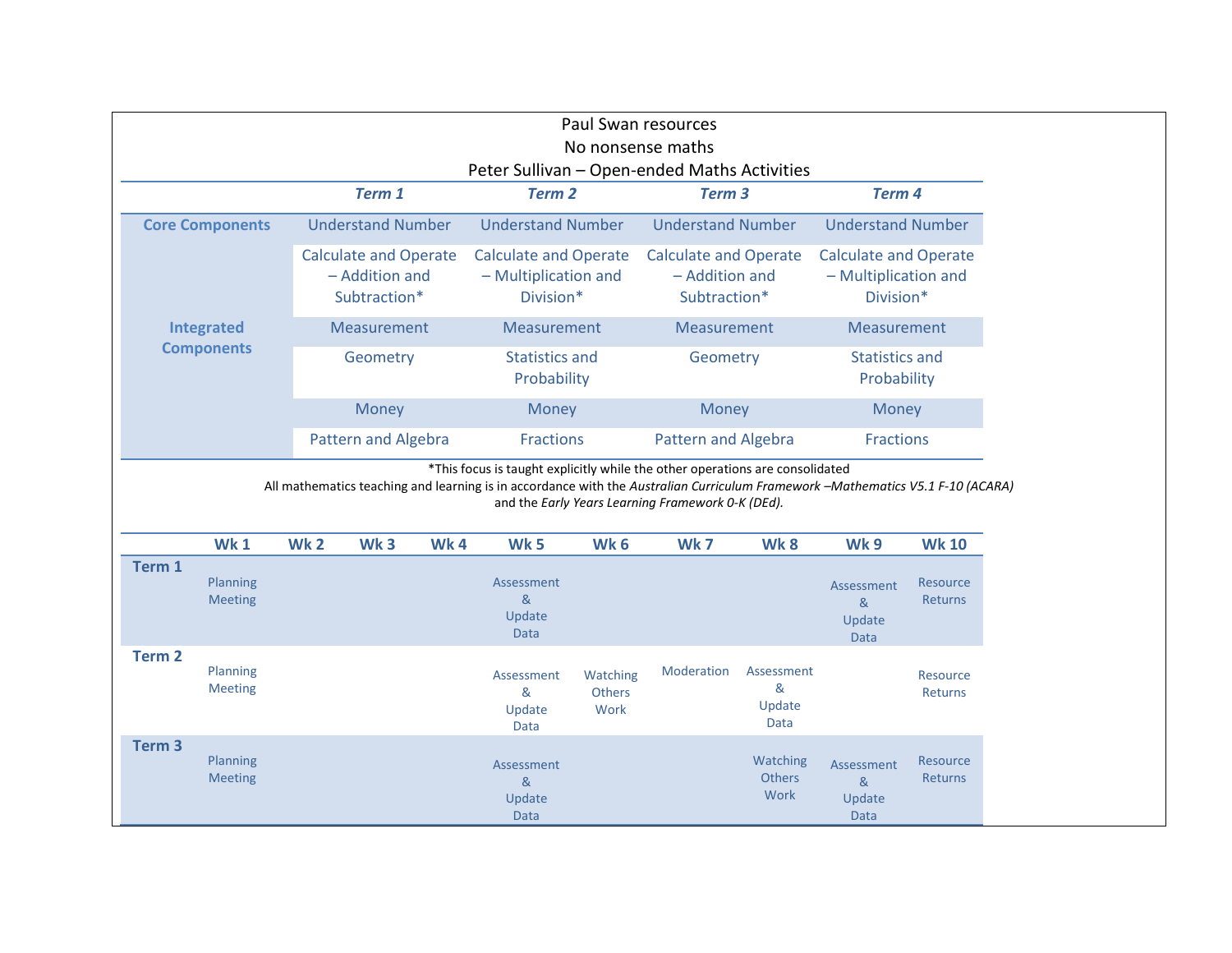Paul Swan resources

No nonsense maths

Peter Sullivan – Open-ended Maths Activities

| | *Term 1* | *Term 2* | *Term 3* | *Term 4* |
|---|---|---|---|---|
| **Core Components** | Understand Number | Understand Number | Understand Number | Understand Number |
| | Calculate and Operate – Addition and Subtraction* | Calculate and Operate – Multiplication and Division* | Calculate and Operate – Addition and Subtraction* | Calculate and Operate – Multiplication and Division* |
| **Integrated Components** | Measurement | Measurement | Measurement | Measurement |
| | Geometry | Statistics and Probability | Geometry | Statistics and Probability |
| | Money | Money | Money | Money |
| | Pattern and Algebra | Fractions | Pattern and Algebra | Fractions |

*This focus is taught explicitly while the other operations are consolidated

All mathematics teaching and learning is in accordance with the *Australian Curriculum Framework –Mathematics V5.1 F-10 (ACARA)* and the *Early Years Learning Framework 0-K (DEd).*

| | Wk 1 | Wk 2 | Wk 3 | Wk 4 | Wk 5 | Wk 6 | Wk 7 | Wk 8 | Wk 9 | Wk 10 |
|---|---|---|---|---|---|---|---|---|---|---|
| **Term 1** | Planning Meeting | | | | Assessment & Update Data | | | | Assessment & Update Data | Resource Returns |
| **Term 2** | Planning Meeting | | | | Assessment & Update Data | Watching Others Work | Moderation | Assessment & Update Data | | Resource Returns |
| **Term 3** | Planning Meeting | | | | Assessment & Update Data | | | Watching Others Work | Assessment & Update Data | Resource Returns |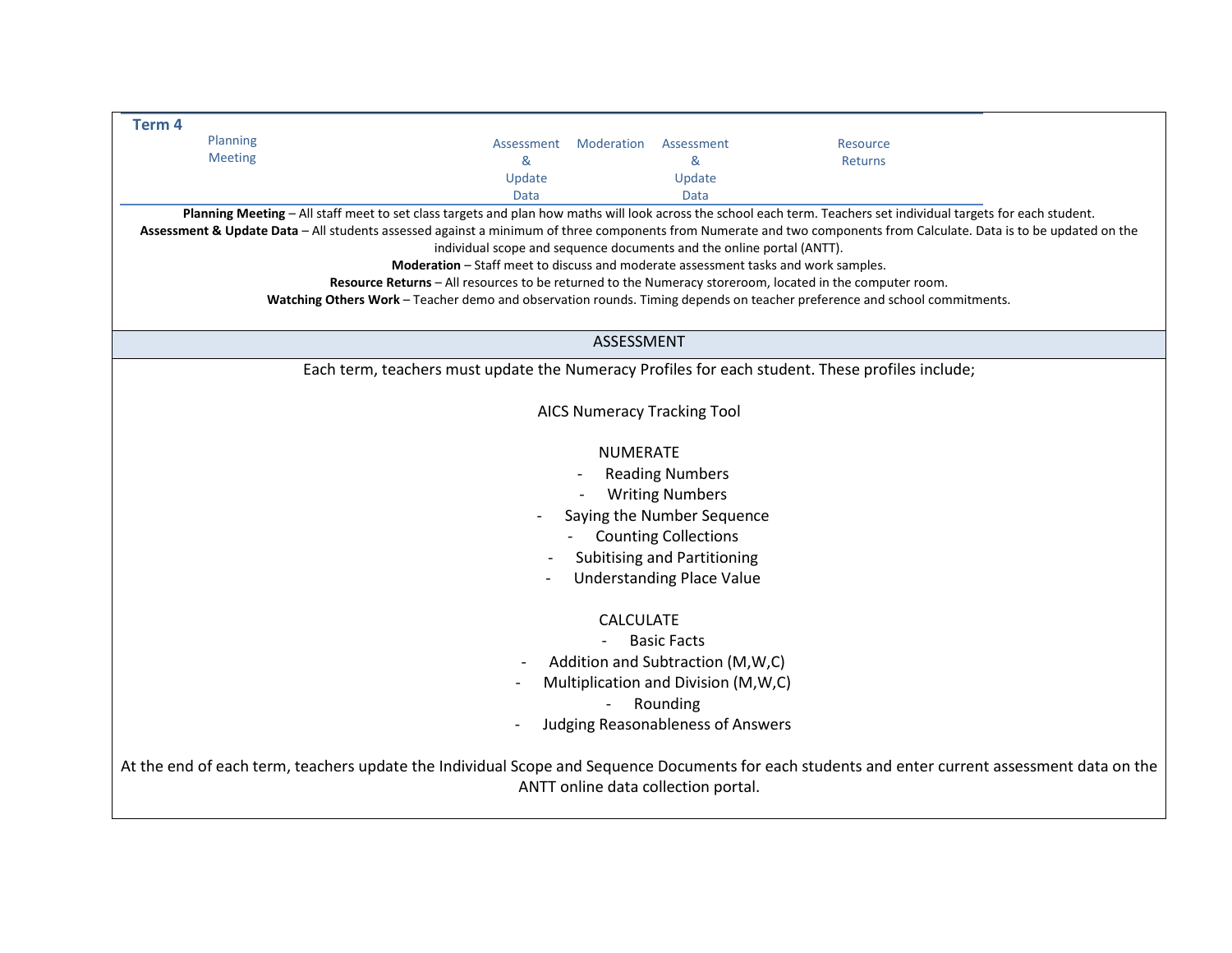**Term 4**

| Planning Meeting | | | Assessment & Update Data | Moderation | Assessment & Update Data | | Resource Returns |
|---|---|---|---|---|---|---|---|

**Planning Meeting** – All staff meet to set class targets and plan how maths will look across the school each term. Teachers set individual targets for each student.

**Assessment & Update Data** – All students assessed against a minimum of three components from Numerate and two components from Calculate. Data is to be updated on the individual scope and sequence documents and the online portal (ANTT).

**Moderation** – Staff meet to discuss and moderate assessment tasks and work samples.

**Resource Returns** – All resources to be returned to the Numeracy storeroom, located in the computer room.

**Watching Others Work** – Teacher demo and observation rounds. Timing depends on teacher preference and school commitments.

## ASSESSMENT

Each term, teachers must update the Numeracy Profiles for each student. These profiles include;

AICS Numeracy Tracking Tool

NUMERATE

- Reading Numbers
- Writing Numbers
- Saying the Number Sequence
- Counting Collections
- Subitising and Partitioning
- Understanding Place Value

CALCULATE

- Basic Facts
- Addition and Subtraction (M,W,C)
- Multiplication and Division (M,W,C)
- Rounding
- Judging Reasonableness of Answers

At the end of each term, teachers update the Individual Scope and Sequence Documents for each students and enter current assessment data on the ANTT online data collection portal.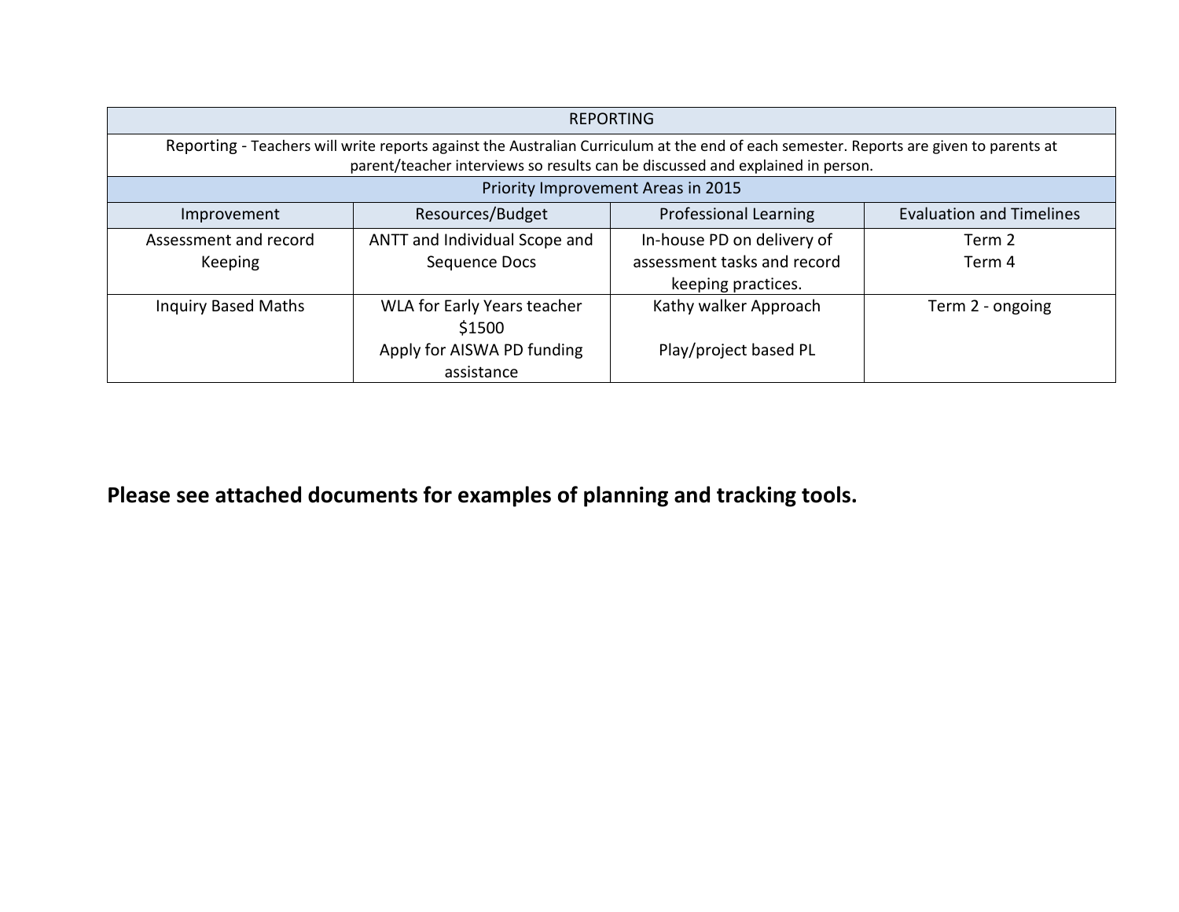| REPORTING | | | |
|---|---|---|---|
| Reporting - Teachers will write reports against the Australian Curriculum at the end of each semester. Reports are given to parents at parent/teacher interviews so results can be discussed and explained in person. | | | |
| Priority Improvement Areas in 2015 | | | |
| Improvement | Resources/Budget | Professional Learning | Evaluation and Timelines |
| Assessment and record Keeping | ANTT and Individual Scope and Sequence Docs | In-house PD on delivery of assessment tasks and record keeping practices. | Term 2<br>Term 4 |
| Inquiry Based Maths | WLA for Early Years teacher $1500<br>Apply for AISWA PD funding assistance | Kathy walker Approach<br><br>Play/project based PL | Term 2 - ongoing |

**Please see attached documents for examples of planning and tracking tools.**